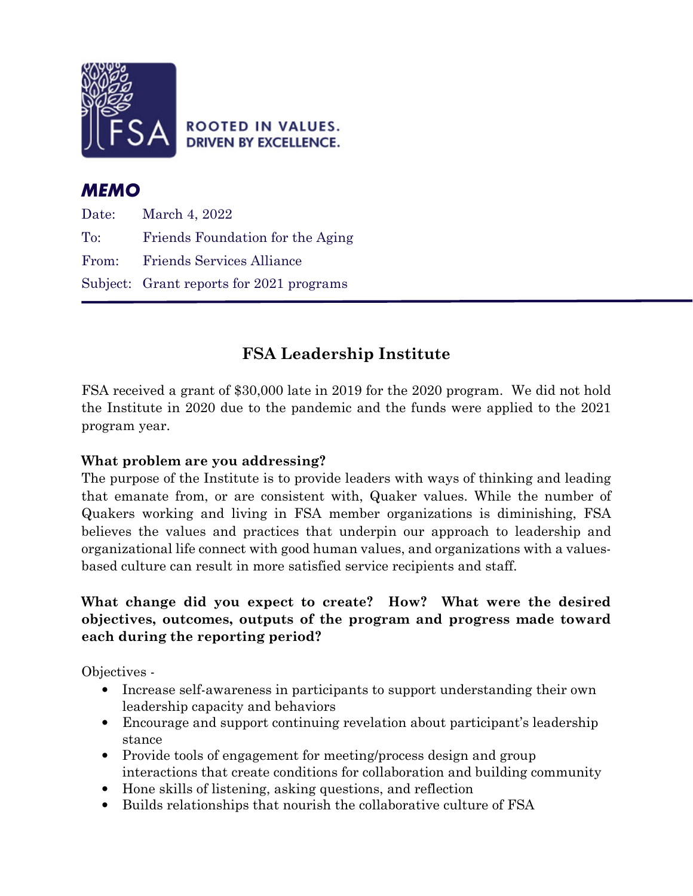ROOTED IN VALUES.
DRIVEN BY EXCELLENCE.

## *MEMO*

Date: March 4, 2022

To: Friends Foundation for the Aging

From: Friends Services Alliance

Subject: Grant reports for 2021 programs

---

# FSA Leadership Institute

FSA received a grant of $30,000 late in 2019 for the 2020 program. We did not hold the Institute in 2020 due to the pandemic and the funds were applied to the 2021 program year.

**What problem are you addressing?**

The purpose of the Institute is to provide leaders with ways of thinking and leading that emanate from, or are consistent with, Quaker values. While the number of Quakers working and living in FSA member organizations is diminishing, FSA believes the values and practices that underpin our approach to leadership and organizational life connect with good human values, and organizations with a values-based culture can result in more satisfied service recipients and staff.

**What change did you expect to create? How? What were the desired objectives, outcomes, outputs of the program and progress made toward each during the reporting period?**

Objectives -

- Increase self-awareness in participants to support understanding their own leadership capacity and behaviors
- Encourage and support continuing revelation about participant's leadership stance
- Provide tools of engagement for meeting/process design and group interactions that create conditions for collaboration and building community
- Hone skills of listening, asking questions, and reflection
- Builds relationships that nourish the collaborative culture of FSA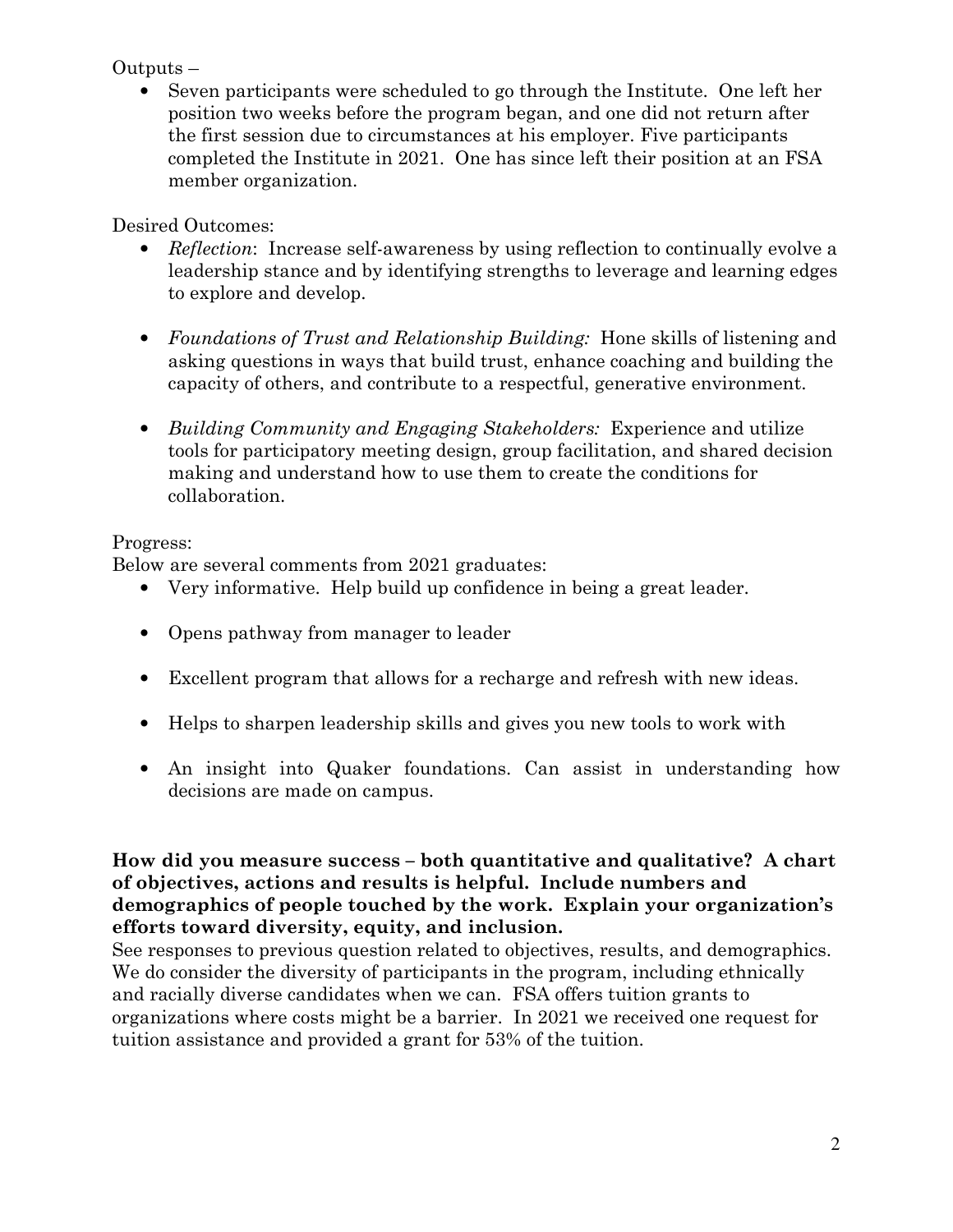Outputs –

- Seven participants were scheduled to go through the Institute. One left her position two weeks before the program began, and one did not return after the first session due to circumstances at his employer. Five participants completed the Institute in 2021. One has since left their position at an FSA member organization.

Desired Outcomes:

- *Reflection*: Increase self-awareness by using reflection to continually evolve a leadership stance and by identifying strengths to leverage and learning edges to explore and develop.

- *Foundations of Trust and Relationship Building:* Hone skills of listening and asking questions in ways that build trust, enhance coaching and building the capacity of others, and contribute to a respectful, generative environment.

- *Building Community and Engaging Stakeholders:* Experience and utilize tools for participatory meeting design, group facilitation, and shared decision making and understand how to use them to create the conditions for collaboration.

Progress:

Below are several comments from 2021 graduates:

- Very informative. Help build up confidence in being a great leader.

- Opens pathway from manager to leader

- Excellent program that allows for a recharge and refresh with new ideas.

- Helps to sharpen leadership skills and gives you new tools to work with

- An insight into Quaker foundations. Can assist in understanding how decisions are made on campus.

**How did you measure success – both quantitative and qualitative? A chart of objectives, actions and results is helpful. Include numbers and demographics of people touched by the work. Explain your organization's efforts toward diversity, equity, and inclusion.**

See responses to previous question related to objectives, results, and demographics. We do consider the diversity of participants in the program, including ethnically and racially diverse candidates when we can. FSA offers tuition grants to organizations where costs might be a barrier. In 2021 we received one request for tuition assistance and provided a grant for 53% of the tuition.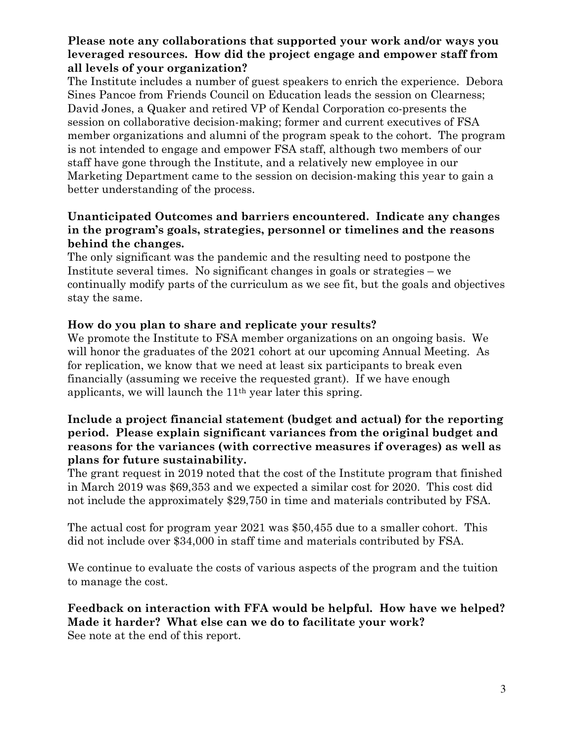**Please note any collaborations that supported your work and/or ways you leveraged resources. How did the project engage and empower staff from all levels of your organization?**

The Institute includes a number of guest speakers to enrich the experience. Debora Sines Pancoe from Friends Council on Education leads the session on Clearness; David Jones, a Quaker and retired VP of Kendal Corporation co-presents the session on collaborative decision-making; former and current executives of FSA member organizations and alumni of the program speak to the cohort. The program is not intended to engage and empower FSA staff, although two members of our staff have gone through the Institute, and a relatively new employee in our Marketing Department came to the session on decision-making this year to gain a better understanding of the process.

**Unanticipated Outcomes and barriers encountered. Indicate any changes in the program's goals, strategies, personnel or timelines and the reasons behind the changes.**

The only significant was the pandemic and the resulting need to postpone the Institute several times. No significant changes in goals or strategies – we continually modify parts of the curriculum as we see fit, but the goals and objectives stay the same.

**How do you plan to share and replicate your results?**

We promote the Institute to FSA member organizations on an ongoing basis. We will honor the graduates of the 2021 cohort at our upcoming Annual Meeting. As for replication, we know that we need at least six participants to break even financially (assuming we receive the requested grant). If we have enough applicants, we will launch the 11th year later this spring.

**Include a project financial statement (budget and actual) for the reporting period. Please explain significant variances from the original budget and reasons for the variances (with corrective measures if overages) as well as plans for future sustainability.**

The grant request in 2019 noted that the cost of the Institute program that finished in March 2019 was $69,353 and we expected a similar cost for 2020. This cost did not include the approximately $29,750 in time and materials contributed by FSA.

The actual cost for program year 2021 was $50,455 due to a smaller cohort. This did not include over $34,000 in staff time and materials contributed by FSA.

We continue to evaluate the costs of various aspects of the program and the tuition to manage the cost.

**Feedback on interaction with FFA would be helpful. How have we helped? Made it harder? What else can we do to facilitate your work?**

See note at the end of this report.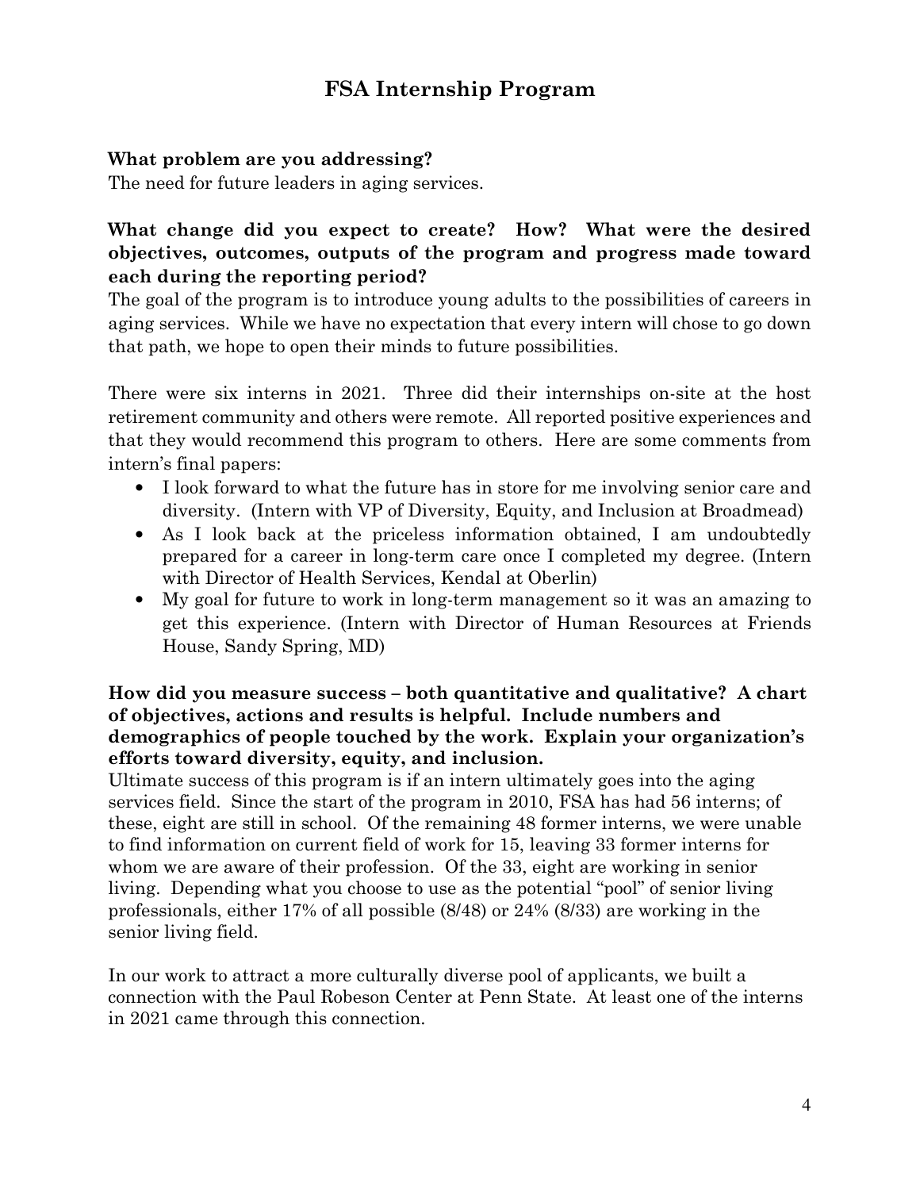# FSA Internship Program

**What problem are you addressing?**
The need for future leaders in aging services.

**What change did you expect to create? How? What were the desired objectives, outcomes, outputs of the program and progress made toward each during the reporting period?**
The goal of the program is to introduce young adults to the possibilities of careers in aging services. While we have no expectation that every intern will chose to go down that path, we hope to open their minds to future possibilities.

There were six interns in 2021. Three did their internships on-site at the host retirement community and others were remote. All reported positive experiences and that they would recommend this program to others. Here are some comments from intern's final papers:

- I look forward to what the future has in store for me involving senior care and diversity. (Intern with VP of Diversity, Equity, and Inclusion at Broadmead)
- As I look back at the priceless information obtained, I am undoubtedly prepared for a career in long-term care once I completed my degree. (Intern with Director of Health Services, Kendal at Oberlin)
- My goal for future to work in long-term management so it was an amazing to get this experience. (Intern with Director of Human Resources at Friends House, Sandy Spring, MD)

**How did you measure success – both quantitative and qualitative? A chart of objectives, actions and results is helpful. Include numbers and demographics of people touched by the work. Explain your organization's efforts toward diversity, equity, and inclusion.**
Ultimate success of this program is if an intern ultimately goes into the aging services field. Since the start of the program in 2010, FSA has had 56 interns; of these, eight are still in school. Of the remaining 48 former interns, we were unable to find information on current field of work for 15, leaving 33 former interns for whom we are aware of their profession. Of the 33, eight are working in senior living. Depending what you choose to use as the potential "pool" of senior living professionals, either 17% of all possible (8/48) or 24% (8/33) are working in the senior living field.

In our work to attract a more culturally diverse pool of applicants, we built a connection with the Paul Robeson Center at Penn State. At least one of the interns in 2021 came through this connection.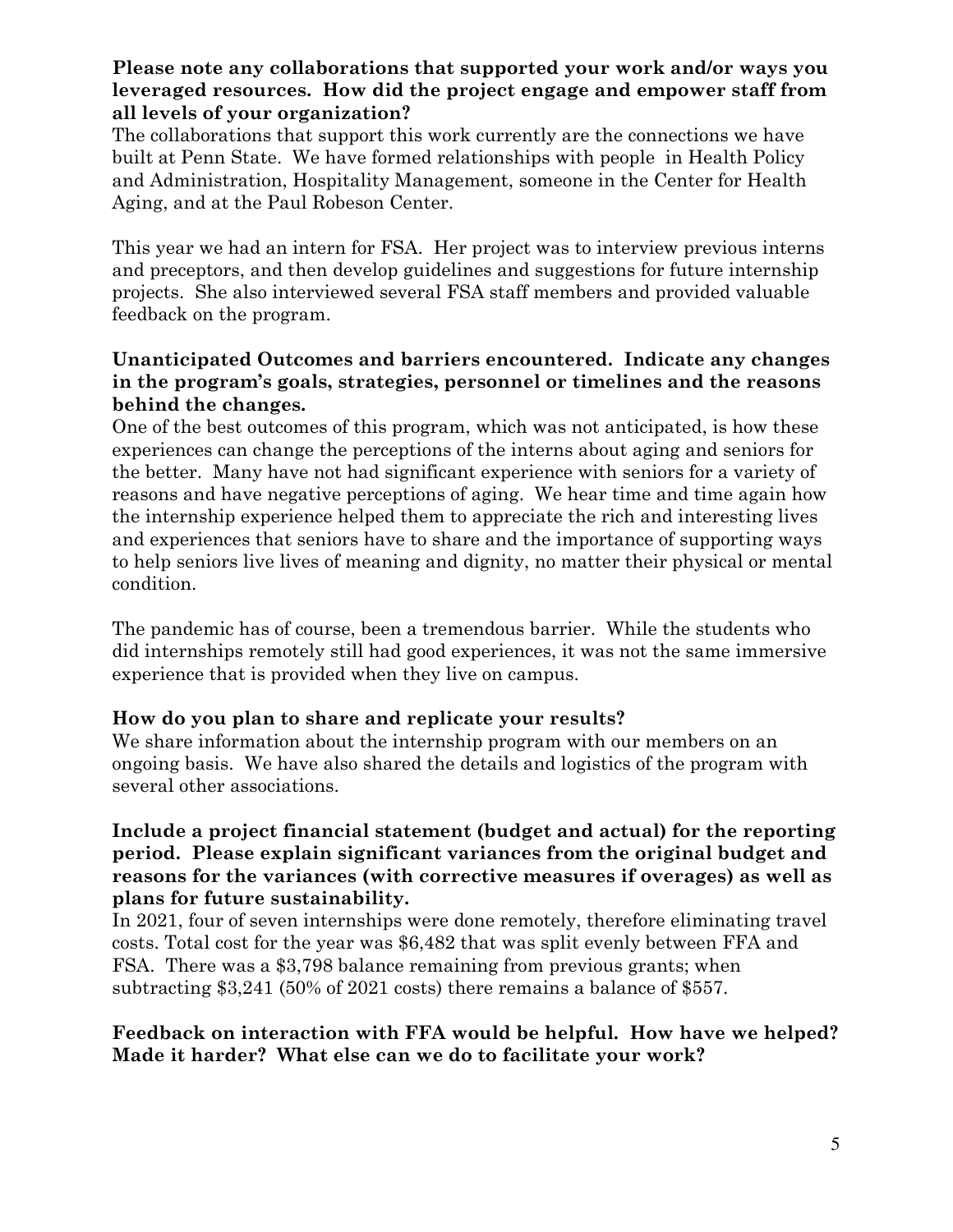**Please note any collaborations that supported your work and/or ways you leveraged resources. How did the project engage and empower staff from all levels of your organization?**

The collaborations that support this work currently are the connections we have built at Penn State. We have formed relationships with people in Health Policy and Administration, Hospitality Management, someone in the Center for Health Aging, and at the Paul Robeson Center.

This year we had an intern for FSA. Her project was to interview previous interns and preceptors, and then develop guidelines and suggestions for future internship projects. She also interviewed several FSA staff members and provided valuable feedback on the program.

**Unanticipated Outcomes and barriers encountered. Indicate any changes in the program's goals, strategies, personnel or timelines and the reasons behind the changes.**

One of the best outcomes of this program, which was not anticipated, is how these experiences can change the perceptions of the interns about aging and seniors for the better. Many have not had significant experience with seniors for a variety of reasons and have negative perceptions of aging. We hear time and time again how the internship experience helped them to appreciate the rich and interesting lives and experiences that seniors have to share and the importance of supporting ways to help seniors live lives of meaning and dignity, no matter their physical or mental condition.

The pandemic has of course, been a tremendous barrier. While the students who did internships remotely still had good experiences, it was not the same immersive experience that is provided when they live on campus.

**How do you plan to share and replicate your results?**

We share information about the internship program with our members on an ongoing basis. We have also shared the details and logistics of the program with several other associations.

**Include a project financial statement (budget and actual) for the reporting period. Please explain significant variances from the original budget and reasons for the variances (with corrective measures if overages) as well as plans for future sustainability.**

In 2021, four of seven internships were done remotely, therefore eliminating travel costs. Total cost for the year was $6,482 that was split evenly between FFA and FSA. There was a $3,798 balance remaining from previous grants; when subtracting $3,241 (50% of 2021 costs) there remains a balance of $557.

**Feedback on interaction with FFA would be helpful. How have we helped? Made it harder? What else can we do to facilitate your work?**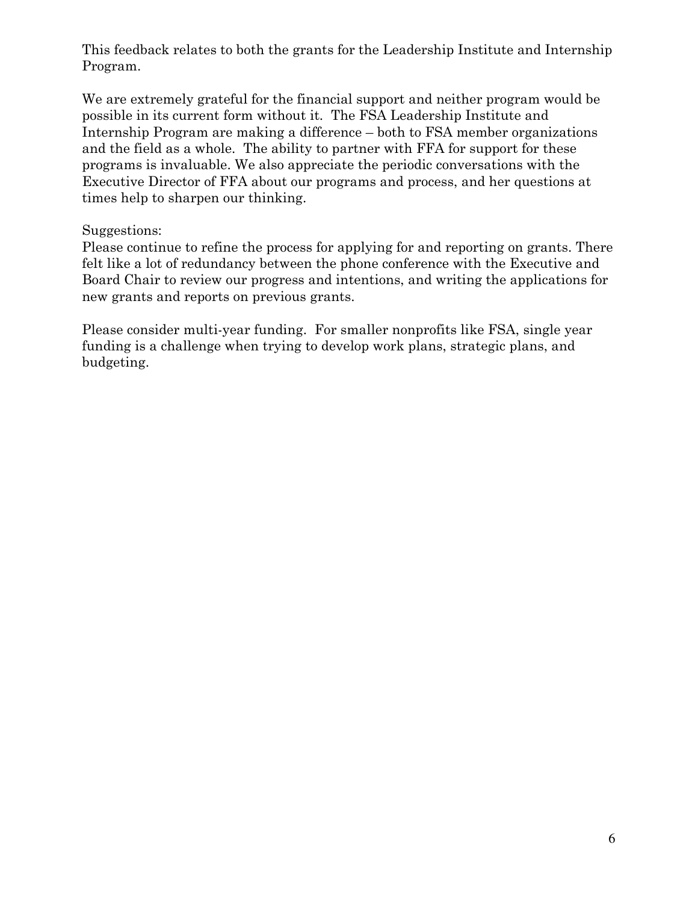This feedback relates to both the grants for the Leadership Institute and Internship Program.

We are extremely grateful for the financial support and neither program would be possible in its current form without it. The FSA Leadership Institute and Internship Program are making a difference – both to FSA member organizations and the field as a whole. The ability to partner with FFA for support for these programs is invaluable. We also appreciate the periodic conversations with the Executive Director of FFA about our programs and process, and her questions at times help to sharpen our thinking.

Suggestions:
Please continue to refine the process for applying for and reporting on grants. There felt like a lot of redundancy between the phone conference with the Executive and Board Chair to review our progress and intentions, and writing the applications for new grants and reports on previous grants.

Please consider multi-year funding. For smaller nonprofits like FSA, single year funding is a challenge when trying to develop work plans, strategic plans, and budgeting.